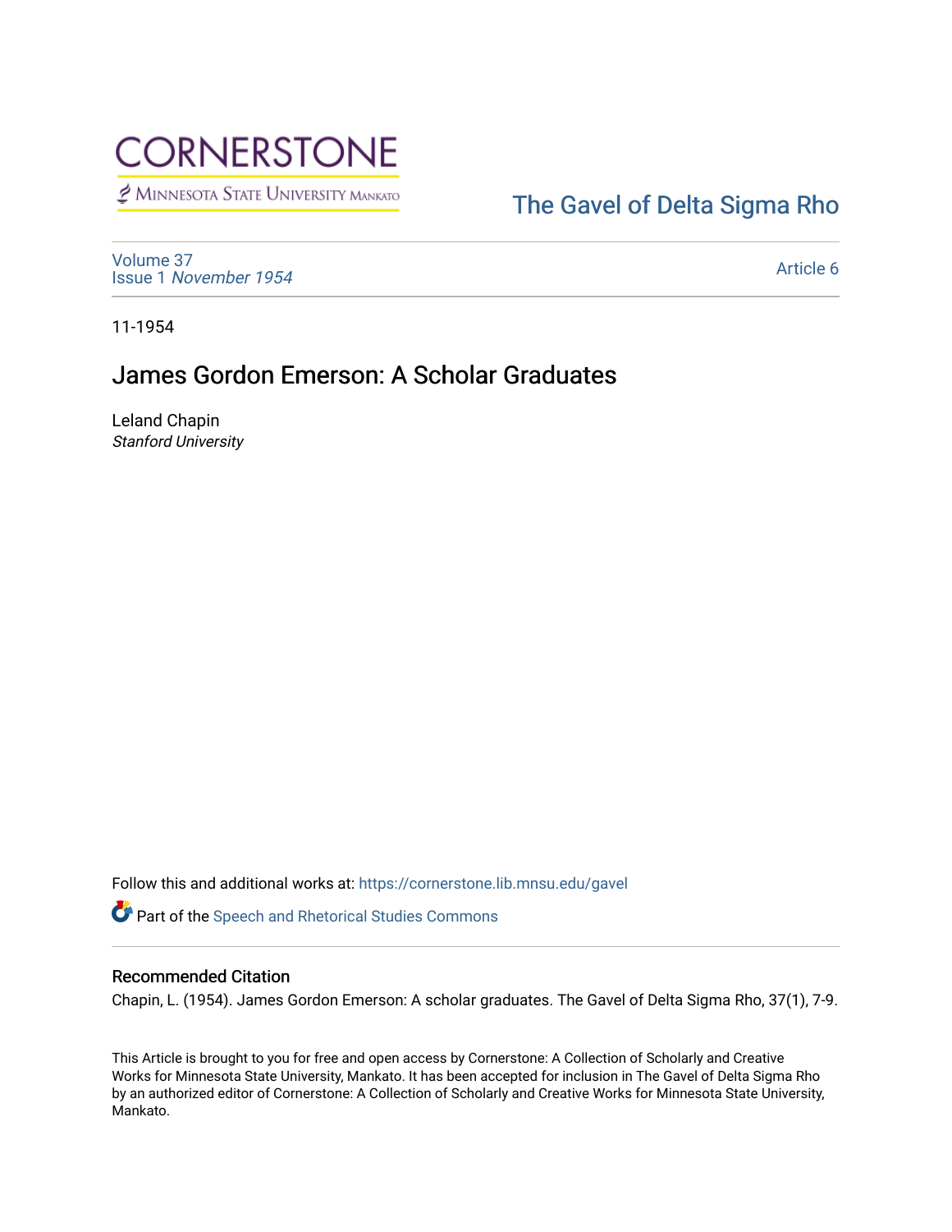CORNERSTONE

MINNESOTA STATE UNIVERSITY MANKATO

[The Gavel of Delta Sigma Rho](https://cornerstone.lib.mnsu.edu/gavel)

Volume 37
Issue 1 *November 1954*

Article 6

11-1954

# James Gordon Emerson: A Scholar Graduates

Leland Chapin
*Stanford University*

Follow this and additional works at: https://cornerstone.lib.mnsu.edu/gavel

Part of the Speech and Rhetorical Studies Commons

### Recommended Citation

Chapin, L. (1954). James Gordon Emerson: A scholar graduates. The Gavel of Delta Sigma Rho, 37(1), 7-9.

This Article is brought to you for free and open access by Cornerstone: A Collection of Scholarly and Creative Works for Minnesota State University, Mankato. It has been accepted for inclusion in The Gavel of Delta Sigma Rho by an authorized editor of Cornerstone: A Collection of Scholarly and Creative Works for Minnesota State University, Mankato.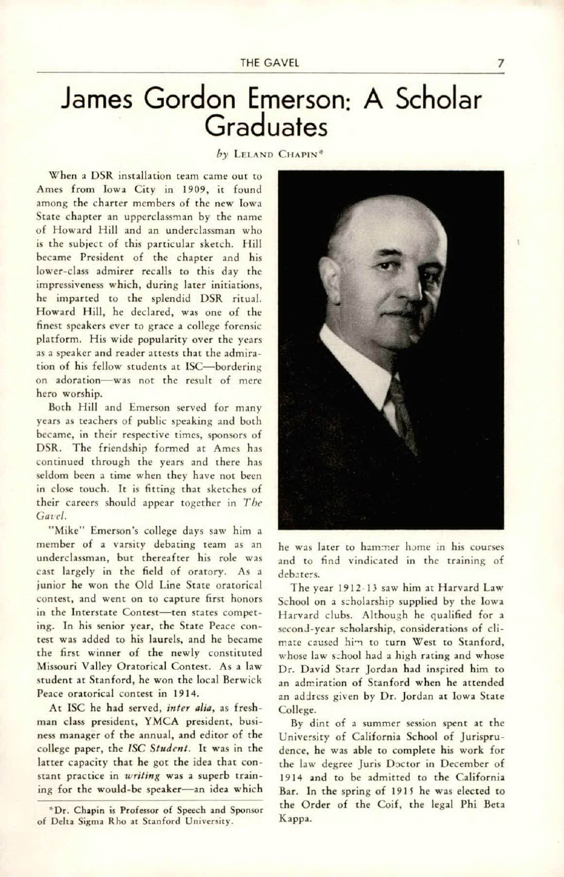# James Gordon Emerson: A Scholar Graduates

*by* LELAND CHAPIN*

When a DSR installation team came out to Ames from Iowa City in 1909, it found among the charter members of the new Iowa State chapter an upperclassman by the name of Howard Hill and an underclassman who is the subject of this particular sketch. Hill became President of the chapter and his lower-class admirer recalls to this day the impressiveness which, during later initiations, he imparted to the splendid DSR ritual. Howard Hill, he declared, was one of the finest speakers ever to grace a college forensic platform. His wide popularity over the years as a speaker and reader attests that the admiration of his fellow students at ISC—bordering on adoration—was not the result of mere hero worship.

Both Hill and Emerson served for many years as teachers of public speaking and both became, in their respective times, sponsors of DSR. The friendship formed at Ames has continued through the years and there has seldom been a time when they have not been in close touch. It is fitting that sketches of their careers should appear together in *The Gavel*.

"Mike" Emerson's college days saw him a member of a varsity debating team as an underclassman, but thereafter his role was cast largely in the field of oratory. As a junior he won the Old Line State oratorical contest, and went on to capture first honors in the Interstate Contest—ten states competing. In his senior year, the State Peace contest was added to his laurels, and he became the first winner of the newly constituted Missouri Valley Oratorical Contest. As a law student at Stanford, he won the local Berwick Peace oratorical contest in 1914.

At ISC he had served, *inter alia*, as freshman class president, YMCA president, business manager of the annual, and editor of the college paper, the *ISC Student*. It was in the latter capacity that he got the idea that constant practice in *writing* was a superb training for the would-be speaker—an idea which he was later to hammer home in his courses and to find vindicated in the training of debaters.

The year 1912-13 saw him at Harvard Law School on a scholarship supplied by the Iowa Harvard clubs. Although he qualified for a second-year scholarship, considerations of climate caused him to turn West to Stanford, whose law school had a high rating and whose Dr. David Starr Jordan had inspired him to an admiration of Stanford when he attended an address given by Dr. Jordan at Iowa State College.

By dint of a summer session spent at the University of California School of Jurisprudence, he was able to complete his work for the law degree Juris Doctor in December of 1914 and to be admitted to the California Bar. In the spring of 1915 he was elected to the Order of the Coif, the legal Phi Beta Kappa.

*Dr. Chapin is Professor of Speech and Sponsor of Delta Sigma Rho at Stanford University.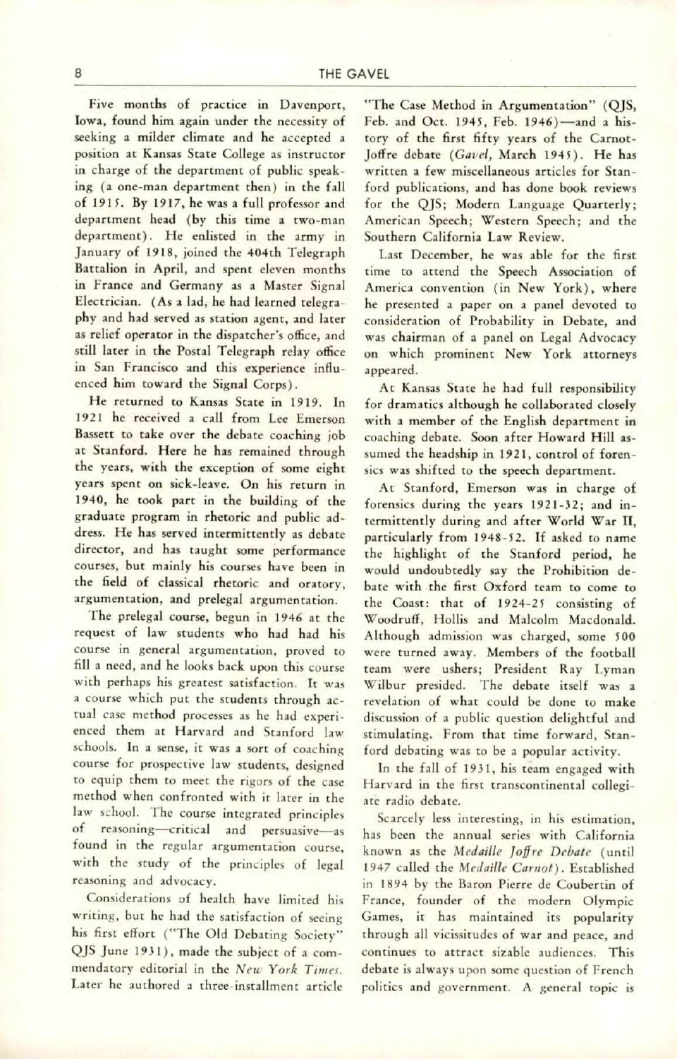Five months of practice in Davenport, Iowa, found him again under the necessity of seeking a milder climate and he accepted a position at Kansas State College as instructor in charge of the department of public speaking (a one-man department then) in the fall of 1915. By 1917, he was a full professor and department head (by this time a two-man department). He enlisted in the army in January of 1918, joined the 404th Telegraph Battalion in April, and spent eleven months in France and Germany as a Master Signal Electrician. (As a lad, he had learned telegraphy and had served as station agent, and later as relief operator in the dispatcher's office, and still later in the Postal Telegraph relay office in San Francisco and this experience influenced him toward the Signal Corps).

He returned to Kansas State in 1919. In 1921 he received a call from Lee Emerson Bassett to take over the debate coaching job at Stanford. Here he has remained through the years, with the exception of some eight years spent on sick-leave. On his return in 1940, he took part in the building of the graduate program in rhetoric and public address. He has served intermittently as debate director, and has taught some performance courses, but mainly his courses have been in the field of classical rhetoric and oratory, argumentation, and prelegal argumentation.

The prelegal course, begun in 1946 at the request of law students who had had his course in general argumentation, proved to fill a need, and he looks back upon this course with perhaps his greatest satisfaction. It was a course which put the students through actual case method processes as he had experienced them at Harvard and Stanford law schools. In a sense, it was a sort of coaching course for prospective law students, designed to equip them to meet the rigors of the case method when confronted with it later in the law school. The course integrated principles of reasoning—critical and persuasive—as found in the regular argumentation course, with the study of the principles of legal reasoning and advocacy.

Considerations of health have limited his writing, but he had the satisfaction of seeing his first effort ("The Old Debating Society" QJS June 1931), made the subject of a commendatory editorial in the *New York Times*. Later he authored a three-installment article "The Case Method in Argumentation" (QJS, Feb. and Oct. 1945, Feb. 1946)—and a history of the first fifty years of the Carnot-Joffre debate (*Gavel*, March 1945). He has written a few miscellaneous articles for Stanford publications, and has done book reviews for the QJS; Modern Language Quarterly; American Speech; Western Speech; and the Southern California Law Review.

Last December, he was able for the first time to attend the Speech Association of America convention (in New York), where he presented a paper on a panel devoted to consideration of Probability in Debate, and was chairman of a panel on Legal Advocacy on which prominent New York attorneys appeared.

At Kansas State he had full responsibility for dramatics although he collaborated closely with a member of the English department in coaching debate. Soon after Howard Hill assumed the headship in 1921, control of forensics was shifted to the speech department.

At Stanford, Emerson was in charge of forensics during the years 1921-32; and intermittently during and after World War II, particularly from 1948-52. If asked to name the highlight of the Stanford period, he would undoubtedly say the Prohibition debate with the first Oxford team to come to the Coast: that of 1924-25 consisting of Woodruff, Hollis and Malcolm Macdonald. Although admission was charged, some 500 were turned away. Members of the football team were ushers; President Ray Lyman Wilbur presided. The debate itself was a revelation of what could be done to make discussion of a public question delightful and stimulating. From that time forward, Stanford debating was to be a popular activity.

In the fall of 1931, his team engaged with Harvard in the first transcontinental collegiate radio debate.

Scarcely less interesting, in his estimation, has been the annual series with California known as the *Medaille Joffre Debate* (until 1947 called the *Medaille Carnot*). Established in 1894 by the Baron Pierre de Coubertin of France, founder of the modern Olympic Games, it has maintained its popularity through all vicissitudes of war and peace, and continues to attract sizable audiences. This debate is always upon some question of French politics and government. A general topic is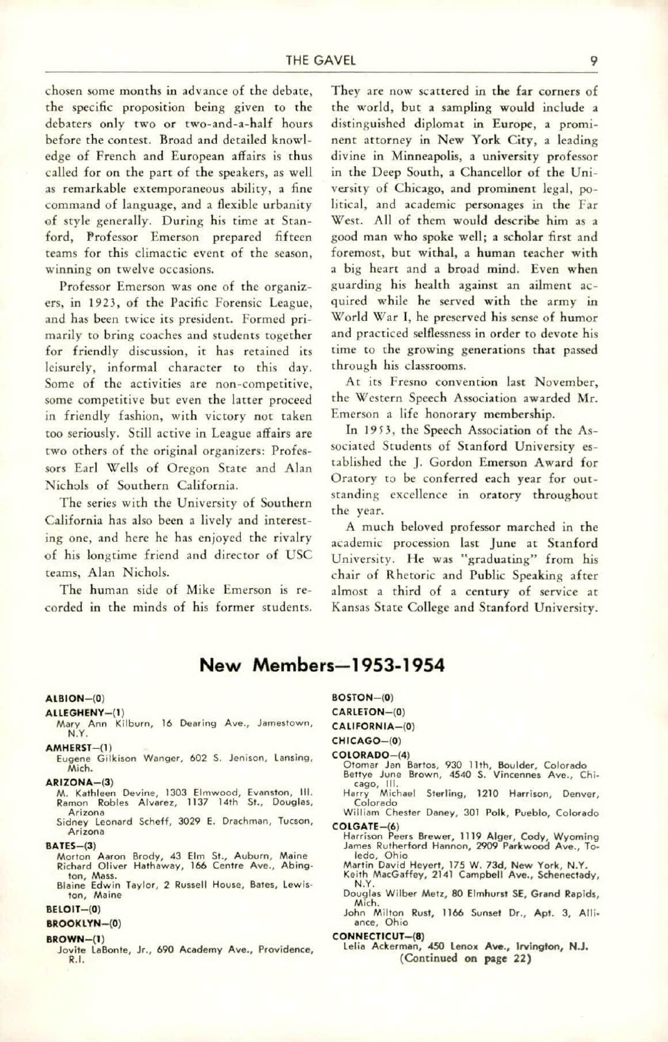chosen some months in advance of the debate, the specific proposition being given to the debaters only two or two-and-a-half hours before the contest. Broad and detailed knowledge of French and European affairs is thus called for on the part of the speakers, as well as remarkable extemporaneous ability, a fine command of language, and a flexible urbanity of style generally. During his time at Stanford, Professor Emerson prepared fifteen teams for this climactic event of the season, winning on twelve occasions.

Professor Emerson was one of the organizers, in 1923, of the Pacific Forensic League, and has been twice its president. Formed primarily to bring coaches and students together for friendly discussion, it has retained its leisurely, informal character to this day. Some of the activities are non-competitive, some competitive but even the latter proceed in friendly fashion, with victory not taken too seriously. Still active in League affairs are two others of the original organizers: Professors Earl Wells of Oregon State and Alan Nichols of Southern California.

The series with the University of Southern California has also been a lively and interesting one, and here he has enjoyed the rivalry of his longtime friend and director of USC teams, Alan Nichols.

The human side of Mike Emerson is recorded in the minds of his former students. They are now scattered in the far corners of the world, but a sampling would include a distinguished diplomat in Europe, a prominent attorney in New York City, a leading divine in Minneapolis, a university professor in the Deep South, a Chancellor of the University of Chicago, and prominent legal, political, and academic personages in the Far West. All of them would describe him as a good man who spoke well; a scholar first and foremost, but withal, a human teacher with a big heart and a broad mind. Even when guarding his health against an ailment acquired while he served with the army in World War I, he preserved his sense of humor and practiced selflessness in order to devote his time to the growing generations that passed through his classrooms.

At its Fresno convention last November, the Western Speech Association awarded Mr. Emerson a life honorary membership.

In 1953, the Speech Association of the Associated Students of Stanford University established the J. Gordon Emerson Award for Oratory to be conferred each year for outstanding excellence in oratory throughout the year.

A much beloved professor marched in the academic procession last June at Stanford University. He was "graduating" from his chair of Rhetoric and Public Speaking after almost a third of a century of service at Kansas State College and Stanford University.

## New Members—1953-1954

**ALBION—(0)**

**ALLEGHENY—(1)**
Mary Ann Kilburn, 16 Dearing Ave., Jamestown, N.Y.

**AMHERST—(1)**
Eugene Gilkison Wanger, 602 S. Jenison, Lansing, Mich.

**ARIZONA—(3)**
M. Kathleen Devine, 1303 Elmwood, Evanston, Ill.
Ramon Robles Alvarez, 1137 14th St., Douglas, Arizona
Sidney Leonard Scheff, 3029 E. Drachman, Tucson, Arizona

**BATES—(3)**
Morton Aaron Brody, 43 Elm St., Auburn, Maine
Richard Oliver Hathaway, 166 Centre Ave., Abington, Mass.
Blaine Edwin Taylor, 2 Russell House, Bates, Lewiston, Maine

**BELOIT—(0)**

**BROOKLYN—(0)**

**BROWN—(1)**
Jovite LaBonte, Jr., 690 Academy Ave., Providence, R.I.

**BOSTON—(0)**

**CARLETON—(0)**

**CALIFORNIA—(0)**

**CHICAGO—(0)**

**COLORADO—(4)**
Otomar Jan Bartos, 930 11th, Boulder, Colorado
Bettye June Brown, 4540 S. Vincennes Ave., Chicago, Ill.
Harry Michael Sterling, 1210 Harrison, Denver, Colorado
William Chester Daney, 301 Polk, Pueblo, Colorado

**COLGATE—(6)**
Harrison Peers Brewer, 1119 Alger, Cody, Wyoming
James Rutherford Hannon, 2909 Parkwood Ave., Toledo, Ohio
Martin David Heyert, 175 W. 73d, New York, N.Y.
Keith MacGaffey, 2141 Campbell Ave., Schenectady, N.Y.
Douglas Wilber Metz, 80 Elmhurst SE, Grand Rapids, Mich.
John Milton Rust, 1166 Sunset Dr., Apt. 3, Alliance, Ohio

**CONNECTICUT—(8)**
Lelia Ackerman, 450 Lenox Ave., Irvington, N.J.

(Continued on page 22)